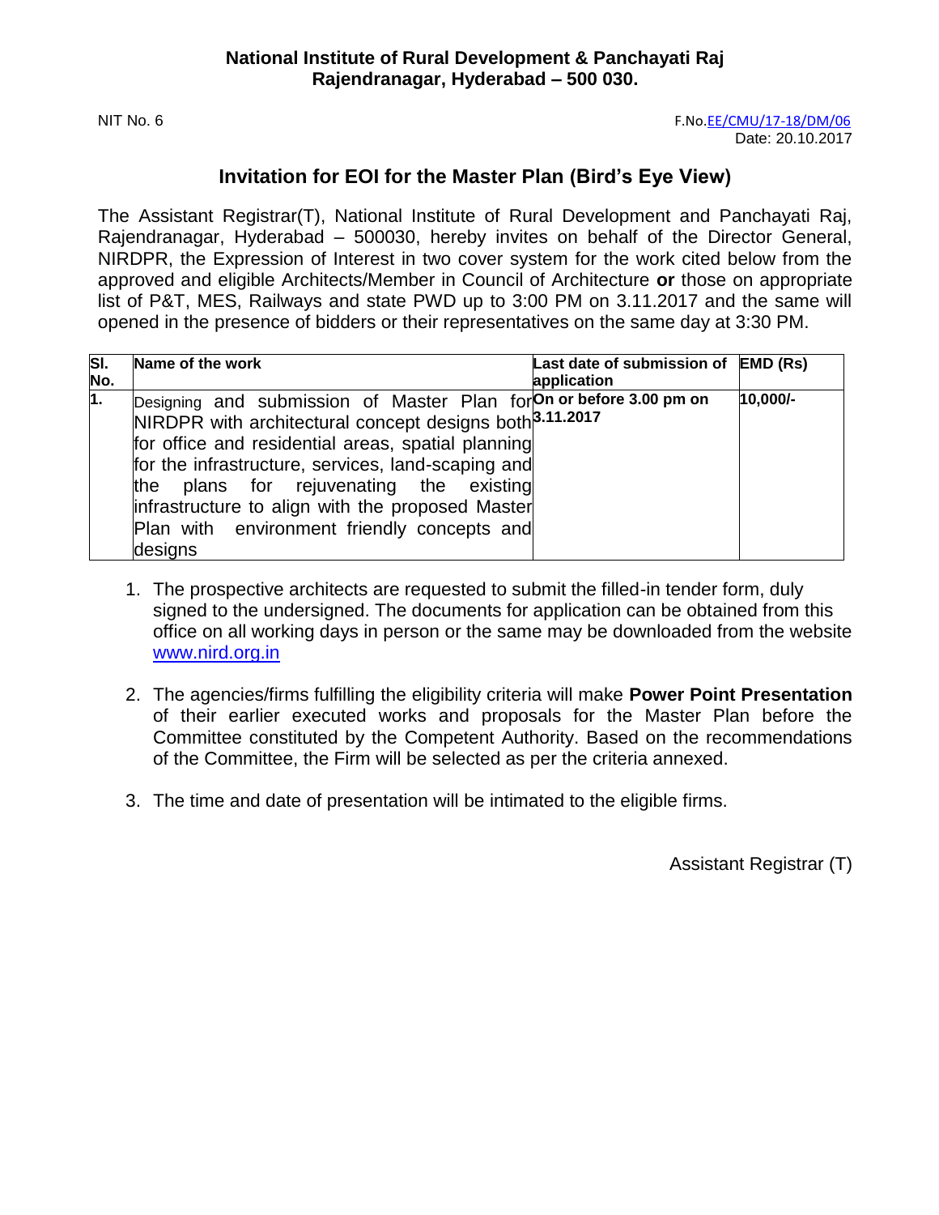# National Institute of Rural Development & Panchayati Raj
## Rajendranagar, Hyderabad – 500 030.

NIT No. 6

F.No.EE/CMU/17-18/DM/06
Date: 20.10.2017

## Invitation for EOI for the Master Plan (Bird's Eye View)

The Assistant Registrar(T), National Institute of Rural Development and Panchayati Raj, Rajendranagar, Hyderabad – 500030, hereby invites on behalf of the Director General, NIRDPR, the Expression of Interest in two cover system for the work cited below from the approved and eligible Architects/Member in Council of Architecture **or** those on appropriate list of P&T, MES, Railways and state PWD up to 3:00 PM on 3.11.2017 and the same will opened in the presence of bidders or their representatives on the same day at 3:30 PM.

| Sl. No. | Name of the work | Last date of submission of application | EMD (Rs) |
|---|---|---|---|
| 1. | Designing and submission of Master Plan for NIRDPR with architectural concept designs both for office and residential areas, spatial planning for the infrastructure, services, land-scaping and the plans for rejuvenating the existing infrastructure to align with the proposed Master Plan with environment friendly concepts and designs | On or before 3.00 pm on 3.11.2017 | 10,000/- |

1. The prospective architects are requested to submit the filled-in tender form, duly signed to the undersigned. The documents for application can be obtained from this office on all working days in person or the same may be downloaded from the website www.nird.org.in

2. The agencies/firms fulfilling the eligibility criteria will make **Power Point Presentation** of their earlier executed works and proposals for the Master Plan before the Committee constituted by the Competent Authority. Based on the recommendations of the Committee, the Firm will be selected as per the criteria annexed.

3. The time and date of presentation will be intimated to the eligible firms.

Assistant Registrar (T)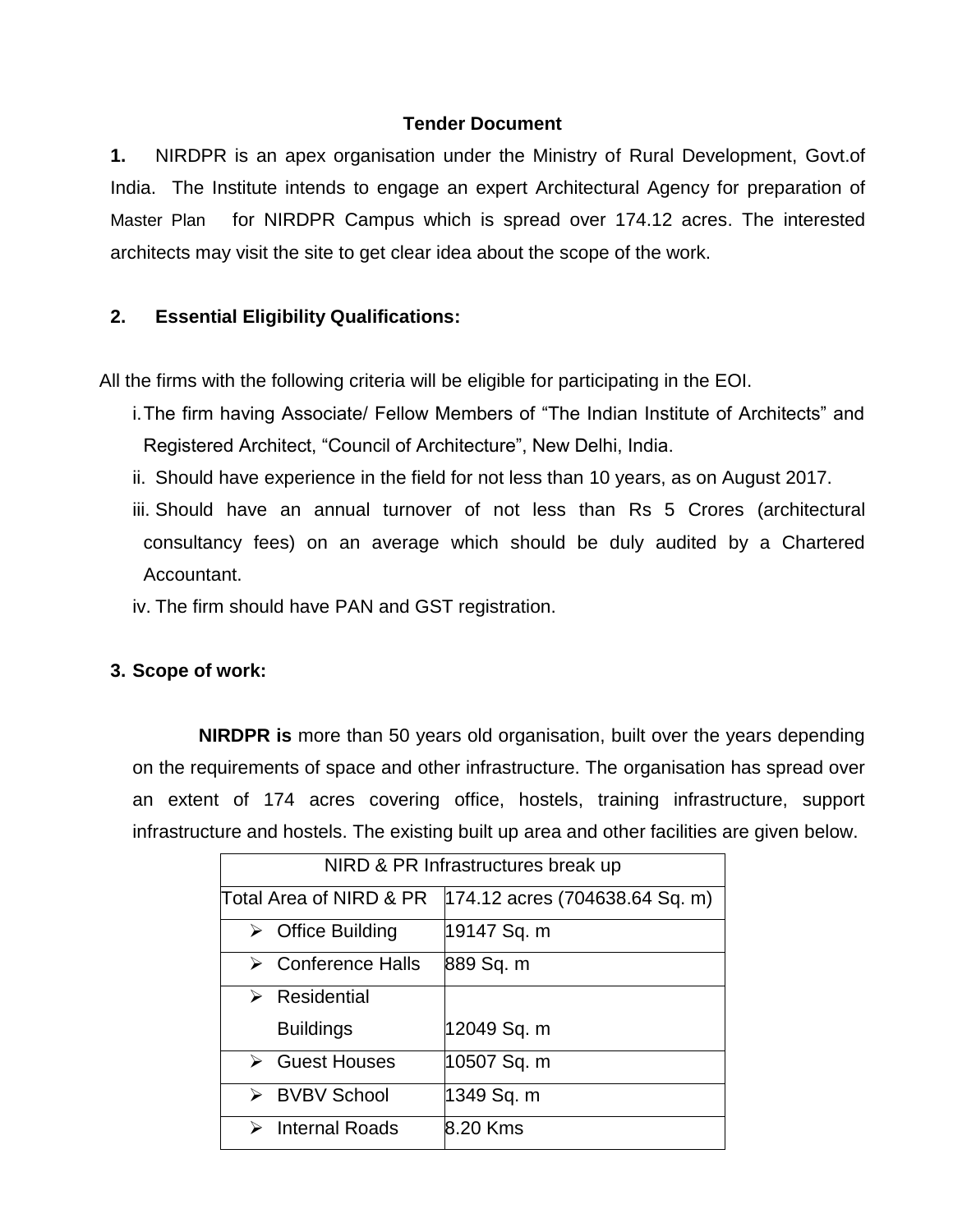## Tender Document

**1.** NIRDPR is an apex organisation under the Ministry of Rural Development, Govt.of India. The Institute intends to engage an expert Architectural Agency for preparation of Master Plan for NIRDPR Campus which is spread over 174.12 acres. The interested architects may visit the site to get clear idea about the scope of the work.

**2. Essential Eligibility Qualifications:**

All the firms with the following criteria will be eligible for participating in the EOI.

i. The firm having Associate/ Fellow Members of "The Indian Institute of Architects" and Registered Architect, "Council of Architecture", New Delhi, India.

ii. Should have experience in the field for not less than 10 years, as on August 2017.

iii. Should have an annual turnover of not less than Rs 5 Crores (architectural consultancy fees) on an average which should be duly audited by a Chartered Accountant.

iv. The firm should have PAN and GST registration.

**3. Scope of work:**

**NIRDPR is** more than 50 years old organisation, built over the years depending on the requirements of space and other infrastructure. The organisation has spread over an extent of 174 acres covering office, hostels, training infrastructure, support infrastructure and hostels. The existing built up area and other facilities are given below.

| NIRD & PR Infrastructures break up | |
|---|---|
| Total Area of NIRD & PR | 174.12 acres (704638.64 Sq. m) |
| ➢ Office Building | 19147 Sq. m |
| ➢ Conference Halls | 889 Sq. m |
| ➢ Residential Buildings | 12049 Sq. m |
| ➢ Guest Houses | 10507 Sq. m |
| ➢ BVBV School | 1349 Sq. m |
| ➢ Internal Roads | 8.20 Kms |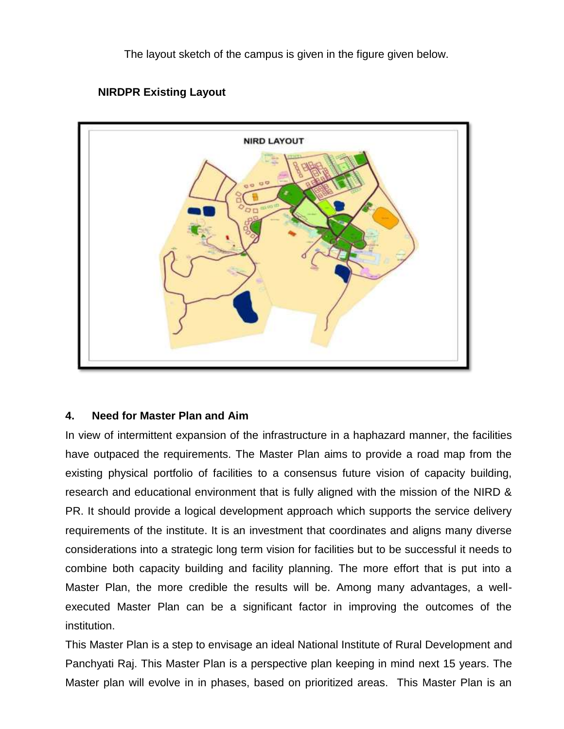The layout sketch of the campus is given in the figure given below.

**NIRDPR Existing Layout**

## 4. Need for Master Plan and Aim

In view of intermittent expansion of the infrastructure in a haphazard manner, the facilities have outpaced the requirements. The Master Plan aims to provide a road map from the existing physical portfolio of facilities to a consensus future vision of capacity building, research and educational environment that is fully aligned with the mission of the NIRD & PR. It should provide a logical development approach which supports the service delivery requirements of the institute. It is an investment that coordinates and aligns many diverse considerations into a strategic long term vision for facilities but to be successful it needs to combine both capacity building and facility planning. The more effort that is put into a Master Plan, the more credible the results will be. Among many advantages, a well-executed Master Plan can be a significant factor in improving the outcomes of the institution.

This Master Plan is a step to envisage an ideal National Institute of Rural Development and Panchyati Raj. This Master Plan is a perspective plan keeping in mind next 15 years. The Master plan will evolve in in phases, based on prioritized areas. This Master Plan is an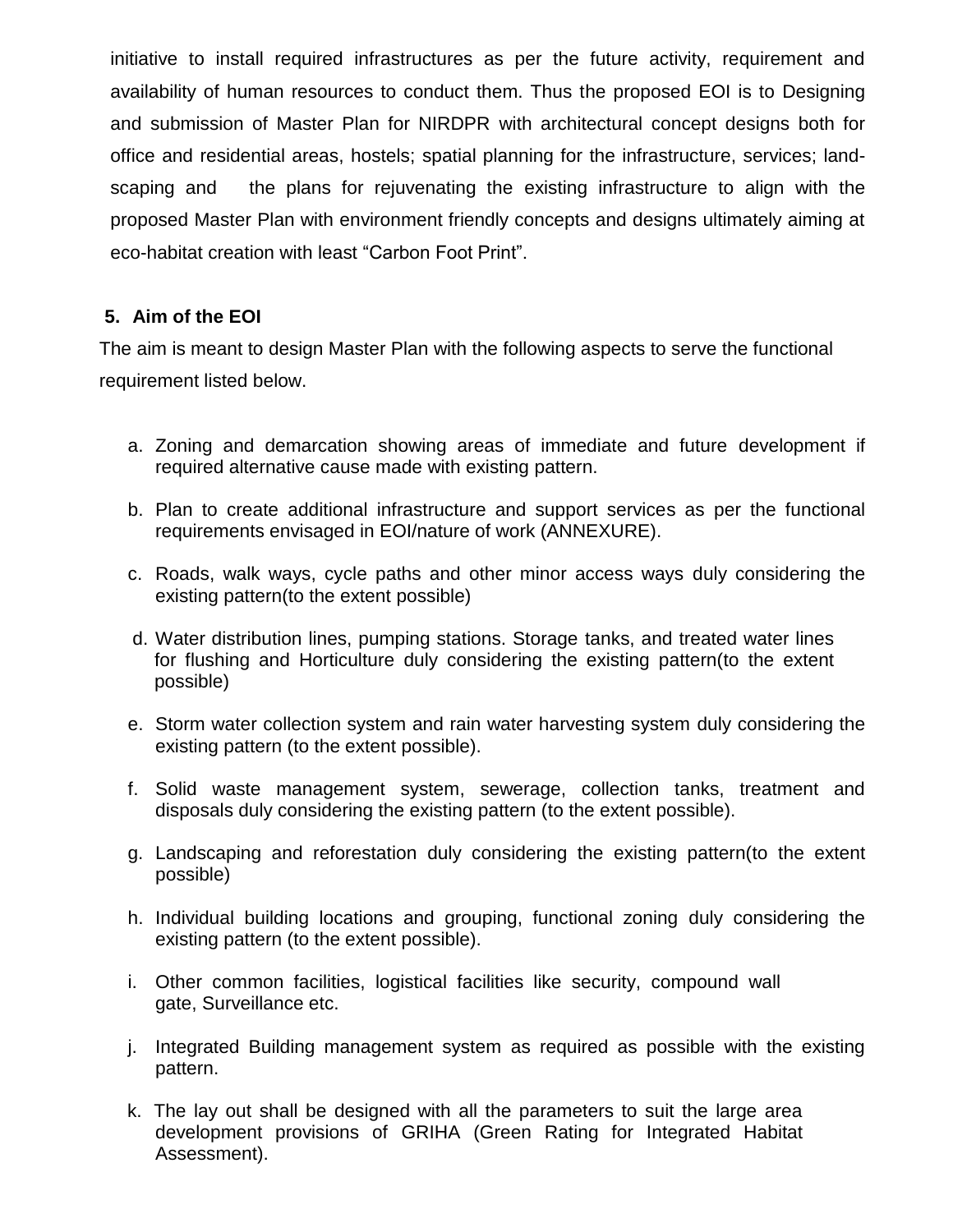initiative to install required infrastructures as per the future activity, requirement and availability of human resources to conduct them. Thus the proposed EOI is to Designing and submission of Master Plan for NIRDPR with architectural concept designs both for office and residential areas, hostels; spatial planning for the infrastructure, services; land-scaping and the plans for rejuvenating the existing infrastructure to align with the proposed Master Plan with environment friendly concepts and designs ultimately aiming at eco-habitat creation with least "Carbon Foot Print".

## 5. Aim of the EOI

The aim is meant to design Master Plan with the following aspects to serve the functional requirement listed below.

a. Zoning and demarcation showing areas of immediate and future development if required alternative cause made with existing pattern.

b. Plan to create additional infrastructure and support services as per the functional requirements envisaged in EOI/nature of work (ANNEXURE).

c. Roads, walk ways, cycle paths and other minor access ways duly considering the existing pattern(to the extent possible)

d. Water distribution lines, pumping stations. Storage tanks, and treated water lines for flushing and Horticulture duly considering the existing pattern(to the extent possible)

e. Storm water collection system and rain water harvesting system duly considering the existing pattern (to the extent possible).

f. Solid waste management system, sewerage, collection tanks, treatment and disposals duly considering the existing pattern (to the extent possible).

g. Landscaping and reforestation duly considering the existing pattern(to the extent possible)

h. Individual building locations and grouping, functional zoning duly considering the existing pattern (to the extent possible).

i. Other common facilities, logistical facilities like security, compound wall gate, Surveillance etc.

j. Integrated Building management system as required as possible with the existing pattern.

k. The lay out shall be designed with all the parameters to suit the large area development provisions of GRIHA (Green Rating for Integrated Habitat Assessment).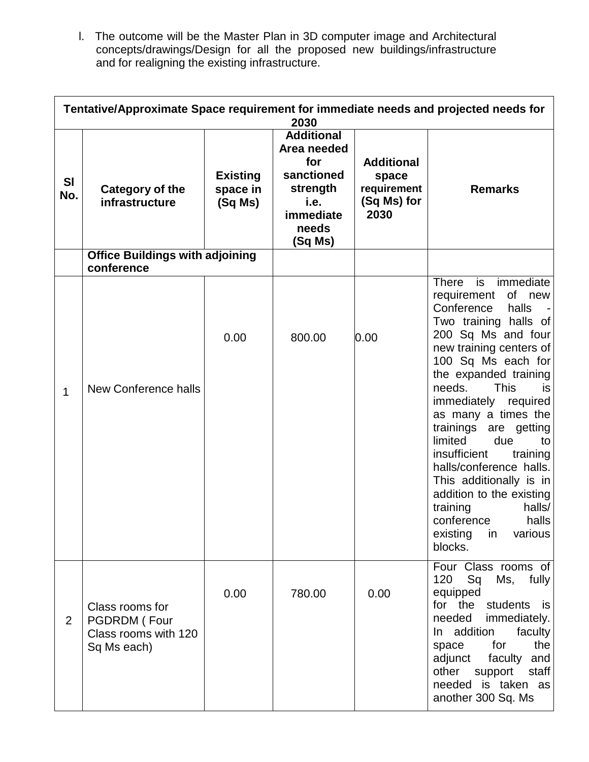l. The outcome will be the Master Plan in 3D computer image and Architectural concepts/drawings/Design for all the proposed new buildings/infrastructure and for realigning the existing infrastructure.

| **Tentative/Approximate Space requirement for immediate needs and projected needs for 2030** | | | | | |
|---|---|---|---|---|---|
| **Sl No.** | **Category of the infrastructure** | **Existing space in (Sq Ms)** | **Additional Area needed for sanctioned strength i.e. immediate needs (Sq Ms)** | **Additional space requirement (Sq Ms) for 2030** | **Remarks** |
| | **Office Buildings with adjoining conference** | | | | |
| 1 | New Conference halls | 0.00 | 800.00 | 0.00 | There is immediate requirement of new Conference halls - Two training halls of 200 Sq Ms and four new training centers of 100 Sq Ms each for the expanded training needs. This is immediately required as many a times the trainings are getting limited due to insufficient training halls/conference halls. This additionally is in addition to the existing training halls/ conference halls existing in various blocks. |
| 2 | Class rooms for PGDRDM ( Four Class rooms with 120 Sq Ms each) | 0.00 | 780.00 | 0.00 | Four Class rooms of 120 Sq Ms, fully equipped for the students is needed immediately. In addition faculty space for the adjunct faculty and other support staff needed is taken as another 300 Sq. Ms |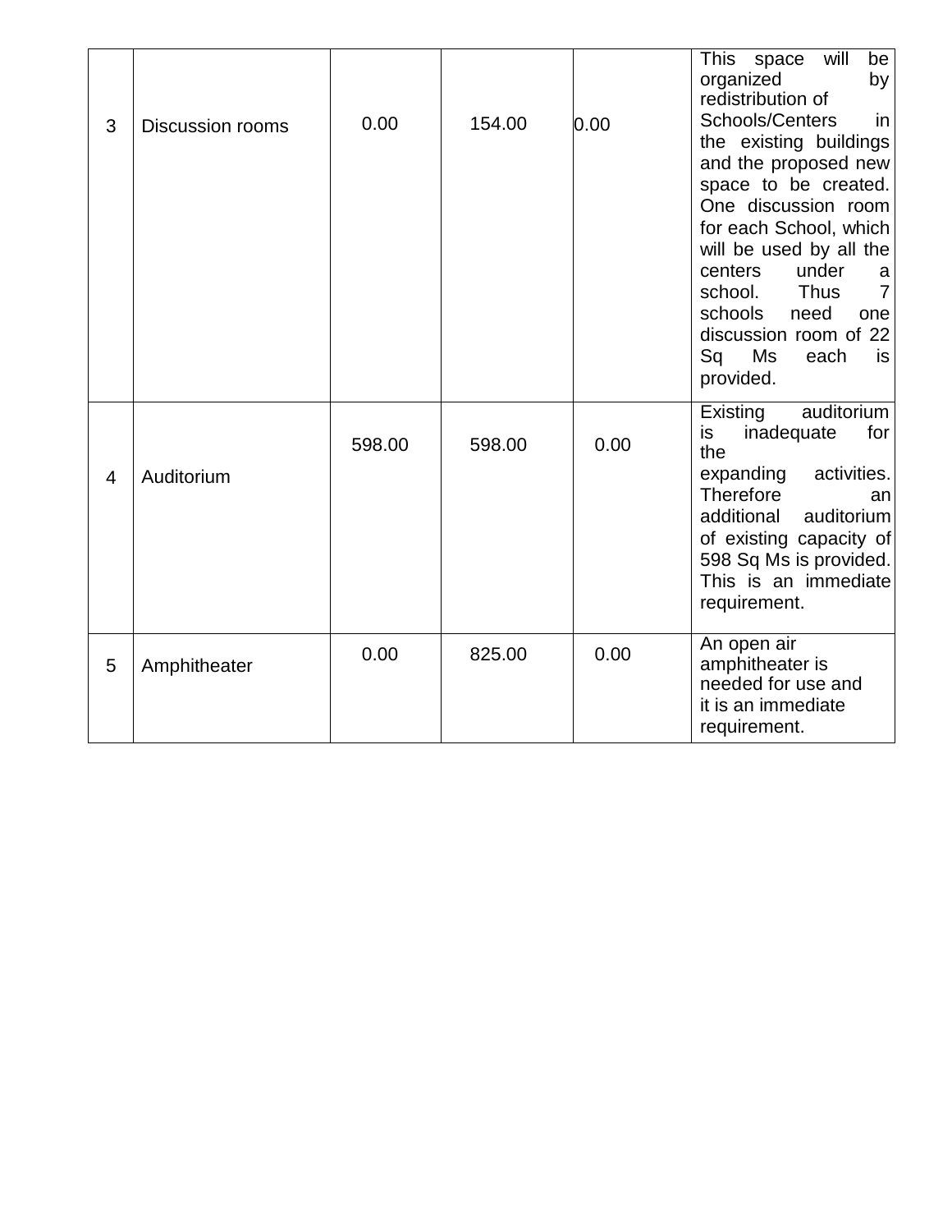| 3 | Discussion rooms | 0.00 | 154.00 | 0.00 | This space will be organized by redistribution of Schools/Centers in the existing buildings and the proposed new space to be created. One discussion room for each School, which will be used by all the centers under a school. Thus 7 schools need one discussion room of 22 Sq Ms each is provided. |
|---|---|---|---|---|---|
| 4 | Auditorium | 598.00 | 598.00 | 0.00 | Existing auditorium is inadequate for the expanding activities. Therefore an additional auditorium of existing capacity of 598 Sq Ms is provided. This is an immediate requirement. |
| 5 | Amphitheater | 0.00 | 825.00 | 0.00 | An open air amphitheater is needed for use and it is an immediate requirement. |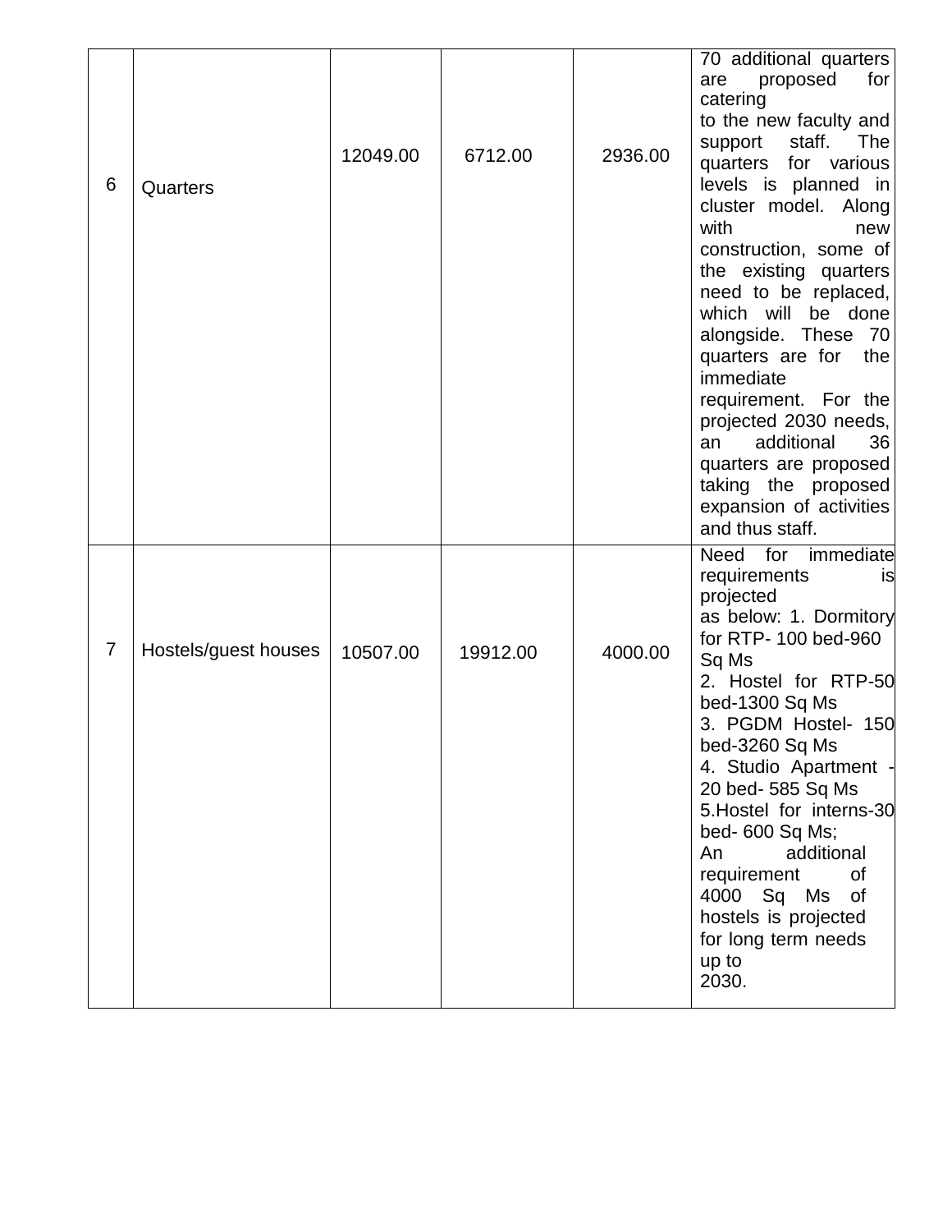| 6 | Quarters | 12049.00 | 6712.00 | 2936.00 | 70 additional quarters are proposed for catering to the new faculty and support staff. The quarters for various levels is planned in cluster model. Along with new construction, some of the existing quarters need to be replaced, which will be done alongside. These 70 quarters are for the immediate requirement. For the projected 2030 needs, an additional 36 quarters are proposed taking the proposed expansion of activities and thus staff. |
|---|---|---|---|---|---|
| 7 | Hostels/guest houses | 10507.00 | 19912.00 | 4000.00 | Need for immediate requirements is projected as below: 1. Dormitory for RTP- 100 bed-960 Sq Ms<br>2. Hostel for RTP-50 bed-1300 Sq Ms<br>3. PGDM Hostel- 150 bed-3260 Sq Ms<br>4. Studio Apartment - 20 bed- 585 Sq Ms<br>5.Hostel for interns-30 bed- 600 Sq Ms;<br>An additional requirement of 4000 Sq Ms of hostels is projected for long term needs up to 2030. |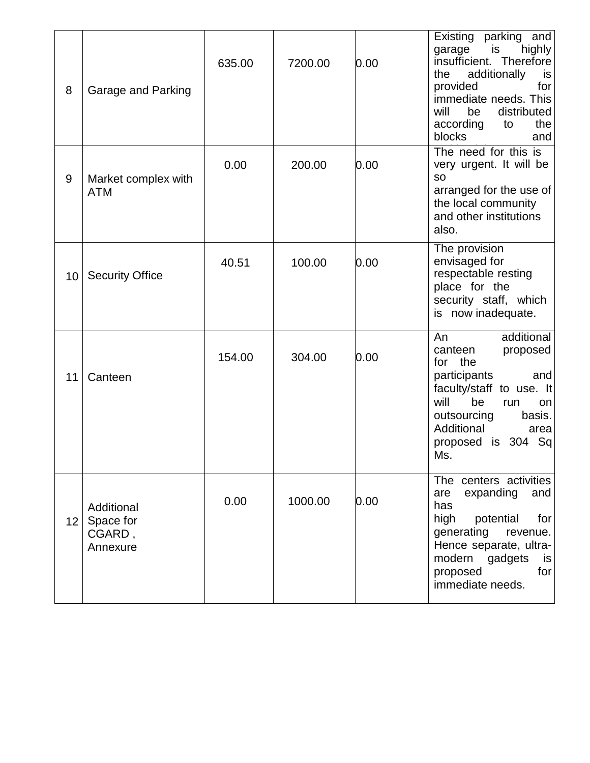| 8 | Garage and Parking | 635.00 | 7200.00 | 0.00 | Existing parking and garage is highly insufficient. Therefore the additionally is provided for immediate needs. This will be distributed according to the blocks and |
|---|---|---|---|---|---|
| 9 | Market complex with ATM | 0.00 | 200.00 | 0.00 | The need for this is very urgent. It will be so arranged for the use of the local community and other institutions also. |
| 10 | Security Office | 40.51 | 100.00 | 0.00 | The provision envisaged for respectable resting place for the security staff, which is now inadequate. |
| 11 | Canteen | 154.00 | 304.00 | 0.00 | An additional canteen proposed for the participants and faculty/staff to use. It will be run on outsourcing basis. Additional area proposed is 304 Sq Ms. |
| 12 | Additional Space for CGARD , Annexure | 0.00 | 1000.00 | 0.00 | The centers activities are expanding and has high potential for generating revenue. Hence separate, ultra-modern gadgets is proposed for immediate needs. |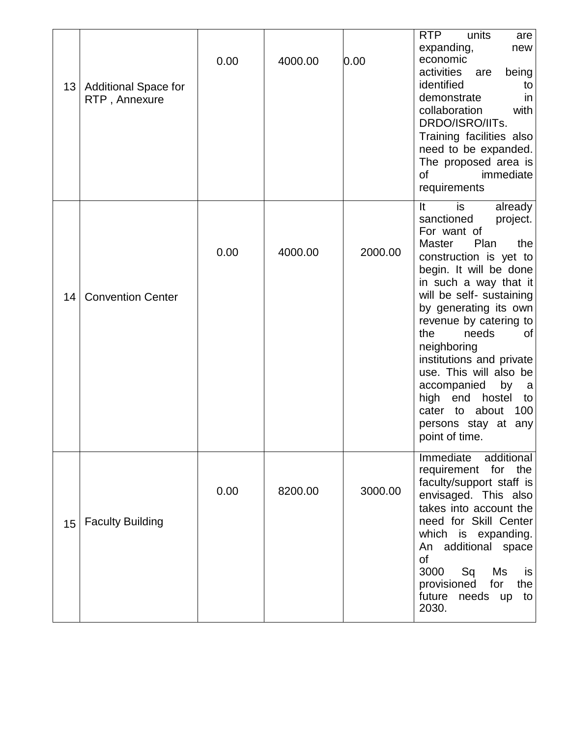| | | | | | |
|---|---|---|---|---|---|
| 13 | Additional Space for RTP , Annexure | 0.00 | 4000.00 | 0.00 | RTP units are expanding, new economic activities are being identified to demonstrate in collaboration with DRDO/ISRO/IITs. Training facilities also need to be expanded. The proposed area is of immediate requirements |
| 14 | Convention Center | 0.00 | 4000.00 | 2000.00 | It is already sanctioned project. For want of Master Plan the construction is yet to begin. It will be done in such a way that it will be self- sustaining by generating its own revenue by catering to the needs of neighboring institutions and private use. This will also be accompanied by a high end hostel to cater to about 100 persons stay at any point of time. |
| 15 | Faculty Building | 0.00 | 8200.00 | 3000.00 | Immediate additional requirement for the faculty/support staff is envisaged. This also takes into account the need for Skill Center which is expanding. An additional space of 3000 Sq Ms is provisioned for the future needs up to 2030. |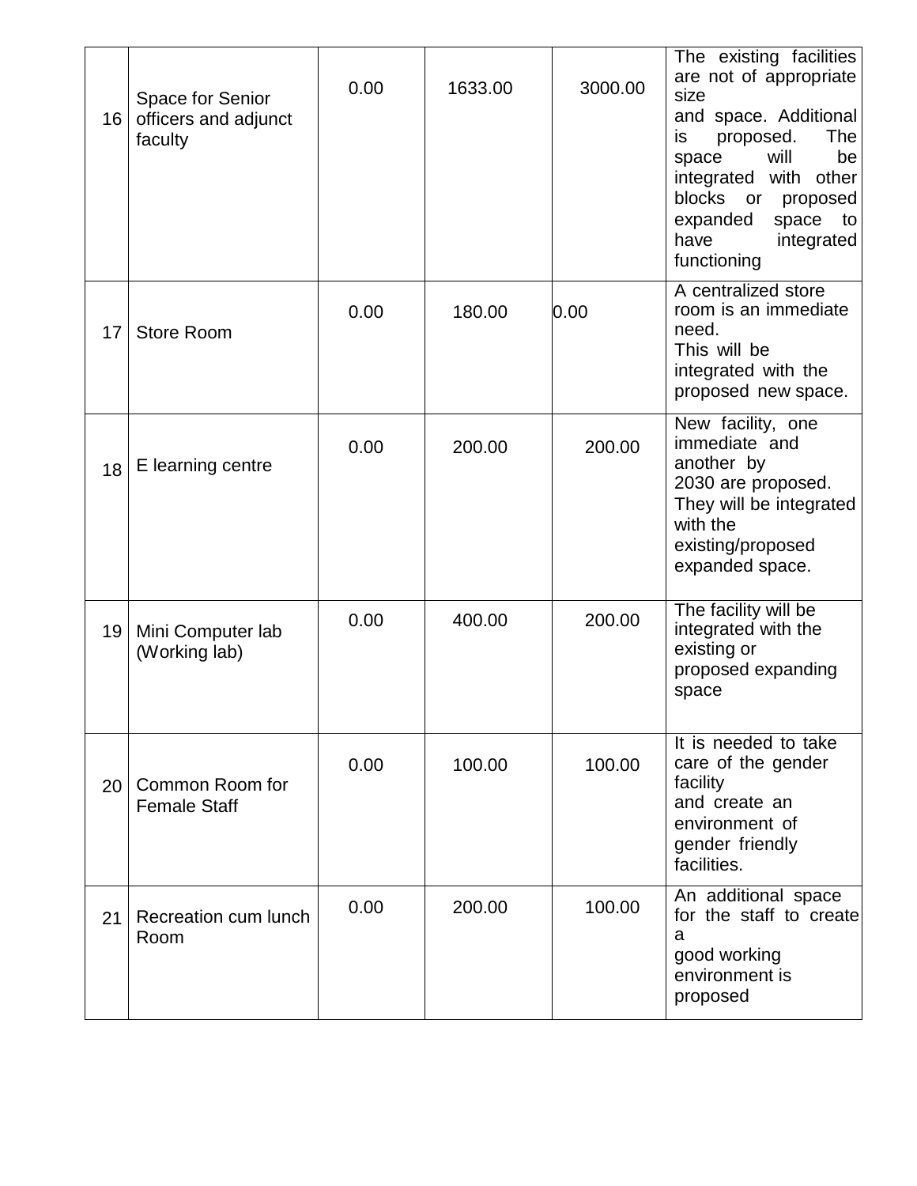| | | | | | |
|---|---|---|---|---|---|
| 16 | Space for Senior officers and adjunct faculty | 0.00 | 1633.00 | 3000.00 | The existing facilities are not of appropriate size and space. Additional is proposed. The space will be integrated with other blocks or proposed expanded space to have integrated functioning |
| 17 | Store Room | 0.00 | 180.00 | 0.00 | A centralized store room is an immediate need. This will be integrated with the proposed new space. |
| 18 | E learning centre | 0.00 | 200.00 | 200.00 | New facility, one immediate and another by 2030 are proposed. They will be integrated with the existing/proposed expanded space. |
| 19 | Mini Computer lab (Working lab) | 0.00 | 400.00 | 200.00 | The facility will be integrated with the existing or proposed expanding space |
| 20 | Common Room for Female Staff | 0.00 | 100.00 | 100.00 | It is needed to take care of the gender facility and create an environment of gender friendly facilities. |
| 21 | Recreation cum lunch Room | 0.00 | 200.00 | 100.00 | An additional space for the staff to create a good working environment is proposed |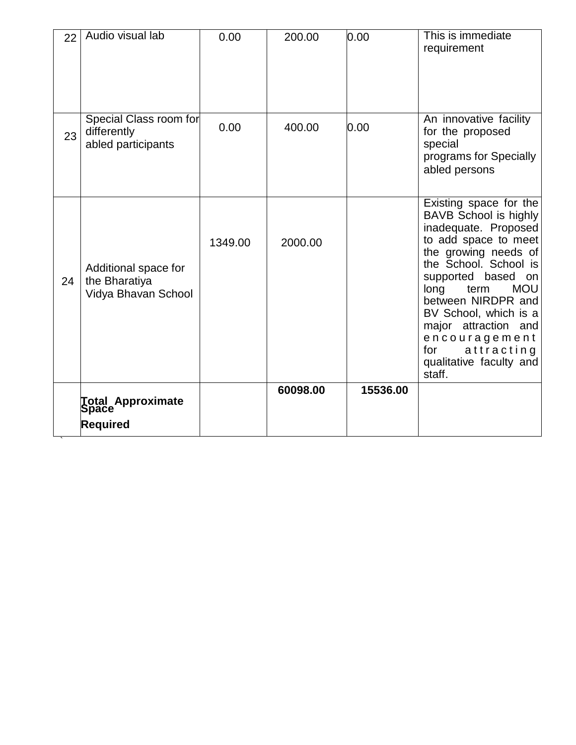| 22 | Audio visual lab | 0.00 | 200.00 | 0.00 | This is immediate requirement |
|---|---|---|---|---|---|
| 23 | Special Class room for differently abled participants | 0.00 | 400.00 | 0.00 | An innovative facility for the proposed special programs for Specially abled persons |
| 24 | Additional space for the Bharatiya Vidya Bhavan School | 1349.00 | 2000.00 | | Existing space for the BAVB School is highly inadequate. Proposed to add space to meet the growing needs of the School. School is supported based on long term MOU between NIRDPR and BV School, which is a major attraction and encouragement for attracting qualitative faculty and staff. |
| | **Total Approximate Space Required** | | **60098.00** | **15536.00** | |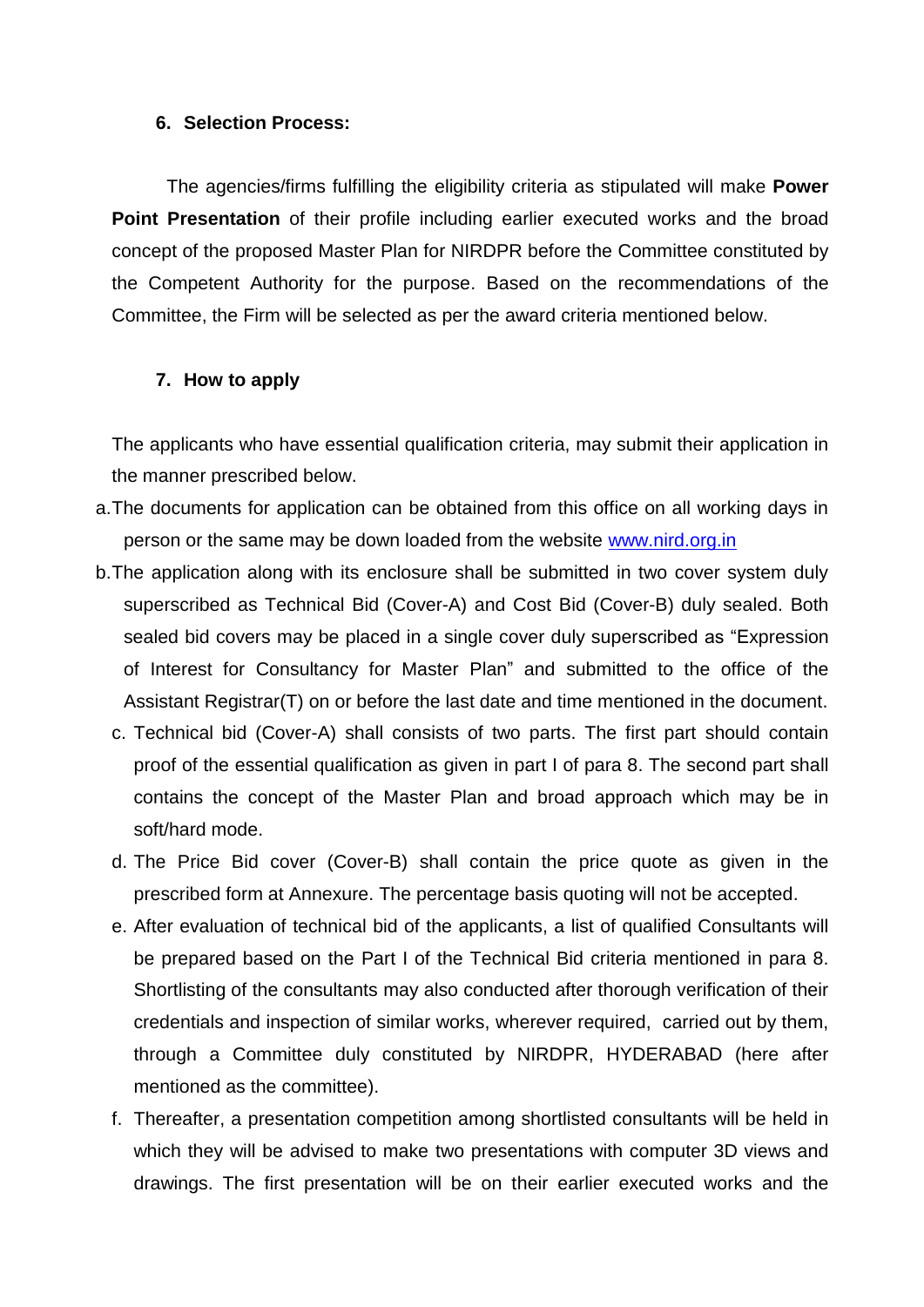### 6. Selection Process:

The agencies/firms fulfilling the eligibility criteria as stipulated will make **Power Point Presentation** of their profile including earlier executed works and the broad concept of the proposed Master Plan for NIRDPR before the Committee constituted by the Competent Authority for the purpose. Based on the recommendations of the Committee, the Firm will be selected as per the award criteria mentioned below.

### 7. How to apply

The applicants who have essential qualification criteria, may submit their application in the manner prescribed below.

a. The documents for application can be obtained from this office on all working days in person or the same may be down loaded from the website www.nird.org.in

b. The application along with its enclosure shall be submitted in two cover system duly superscribed as Technical Bid (Cover-A) and Cost Bid (Cover-B) duly sealed. Both sealed bid covers may be placed in a single cover duly superscribed as "Expression of Interest for Consultancy for Master Plan" and submitted to the office of the Assistant Registrar(T) on or before the last date and time mentioned in the document.

c. Technical bid (Cover-A) shall consists of two parts. The first part should contain proof of the essential qualification as given in part I of para 8. The second part shall contains the concept of the Master Plan and broad approach which may be in soft/hard mode.

d. The Price Bid cover (Cover-B) shall contain the price quote as given in the prescribed form at Annexure. The percentage basis quoting will not be accepted.

e. After evaluation of technical bid of the applicants, a list of qualified Consultants will be prepared based on the Part I of the Technical Bid criteria mentioned in para 8. Shortlisting of the consultants may also conducted after thorough verification of their credentials and inspection of similar works, wherever required, carried out by them, through a Committee duly constituted by NIRDPR, HYDERABAD (here after mentioned as the committee).

f. Thereafter, a presentation competition among shortlisted consultants will be held in which they will be advised to make two presentations with computer 3D views and drawings. The first presentation will be on their earlier executed works and the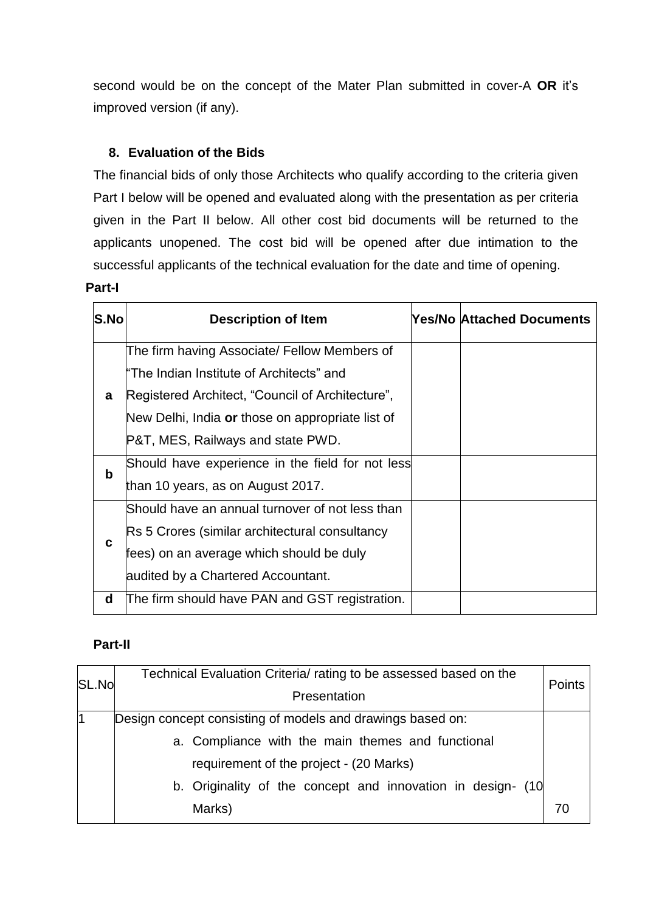second would be on the concept of the Mater Plan submitted in cover-A **OR** it's improved version (if any).

## 8. Evaluation of the Bids

The financial bids of only those Architects who qualify according to the criteria given Part I below will be opened and evaluated along with the presentation as per criteria given in the Part II below. All other cost bid documents will be returned to the applicants unopened. The cost bid will be opened after due intimation to the successful applicants of the technical evaluation for the date and time of opening.

**Part-I**

| S.No | Description of Item | Yes/No | Attached Documents |
|---|---|---|---|
| a | The firm having Associate/ Fellow Members of "The Indian Institute of Architects" and Registered Architect, "Council of Architecture", New Delhi, India **or** those on appropriate list of P&T, MES, Railways and state PWD. | | |
| b | Should have experience in the field for not less than 10 years, as on August 2017. | | |
| c | Should have an annual turnover of not less than Rs 5 Crores (similar architectural consultancy fees) on an average which should be duly audited by a Chartered Accountant. | | |
| d | The firm should have PAN and GST registration. | | |

**Part-II**

| SL.No | Technical Evaluation Criteria/ rating to be assessed based on the Presentation | Points |
|---|---|---|
| 1 | Design concept consisting of models and drawings based on:<br>a. Compliance with the main themes and functional requirement of the project - (20 Marks)<br>b. Originality of the concept and innovation in design- (10 Marks) | 70 |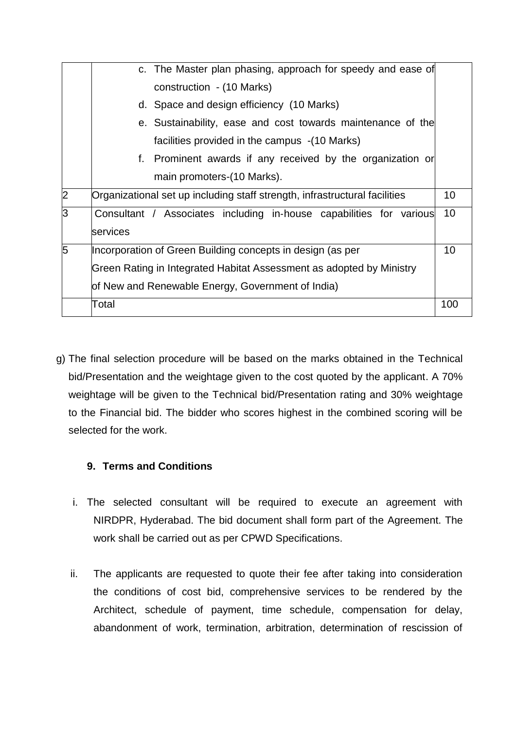| | | |
|---|---|---|
| | c. The Master plan phasing, approach for speedy and ease of construction - (10 Marks)<br>d. Space and design efficiency (10 Marks)<br>e. Sustainability, ease and cost towards maintenance of the facilities provided in the campus -(10 Marks)<br>f. Prominent awards if any received by the organization or main promoters-(10 Marks). | |
| 2 | Organizational set up including staff strength, infrastructural facilities | 10 |
| 3 | Consultant / Associates including in-house capabilities for various services | 10 |
| 5 | Incorporation of Green Building concepts in design (as per Green Rating in Integrated Habitat Assessment as adopted by Ministry of New and Renewable Energy, Government of India) | 10 |
| | Total | 100 |

g) The final selection procedure will be based on the marks obtained in the Technical bid/Presentation and the weightage given to the cost quoted by the applicant. A 70% weightage will be given to the Technical bid/Presentation rating and 30% weightage to the Financial bid. The bidder who scores highest in the combined scoring will be selected for the work.

**9. Terms and Conditions**

i. The selected consultant will be required to execute an agreement with NIRDPR, Hyderabad. The bid document shall form part of the Agreement. The work shall be carried out as per CPWD Specifications.

ii. The applicants are requested to quote their fee after taking into consideration the conditions of cost bid, comprehensive services to be rendered by the Architect, schedule of payment, time schedule, compensation for delay, abandonment of work, termination, arbitration, determination of rescission of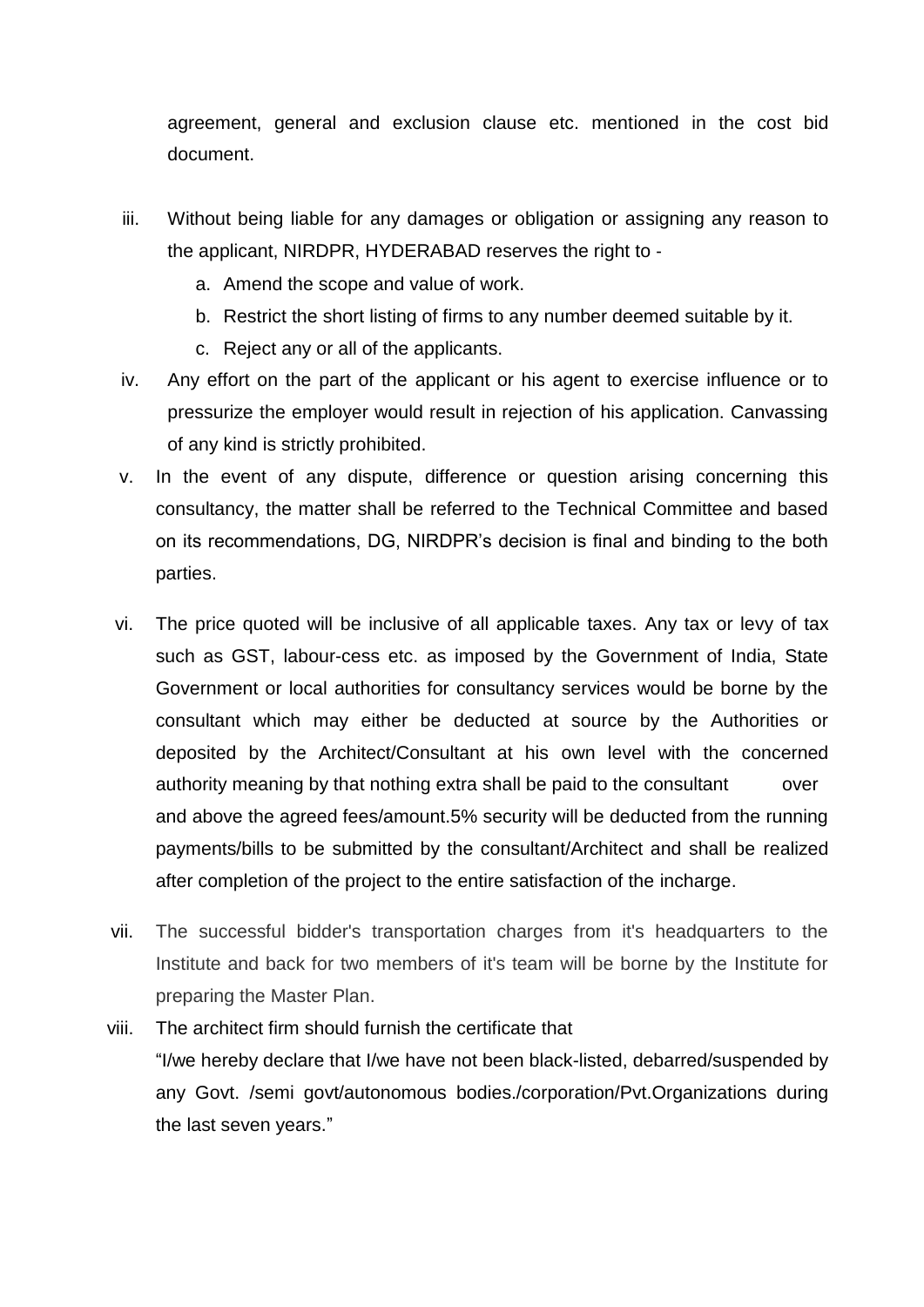agreement, general and exclusion clause etc. mentioned in the cost bid document.

iii. Without being liable for any damages or obligation or assigning any reason to the applicant, NIRDPR, HYDERABAD reserves the right to -

   a. Amend the scope and value of work.
   b. Restrict the short listing of firms to any number deemed suitable by it.
   c. Reject any or all of the applicants.

iv. Any effort on the part of the applicant or his agent to exercise influence or to pressurize the employer would result in rejection of his application. Canvassing of any kind is strictly prohibited.

v. In the event of any dispute, difference or question arising concerning this consultancy, the matter shall be referred to the Technical Committee and based on its recommendations, DG, NIRDPR's decision is final and binding to the both parties.

vi. The price quoted will be inclusive of all applicable taxes. Any tax or levy of tax such as GST, labour-cess etc. as imposed by the Government of India, State Government or local authorities for consultancy services would be borne by the consultant which may either be deducted at source by the Authorities or deposited by the Architect/Consultant at his own level with the concerned authority meaning by that nothing extra shall be paid to the consultant over and above the agreed fees/amount.5% security will be deducted from the running payments/bills to be submitted by the consultant/Architect and shall be realized after completion of the project to the entire satisfaction of the incharge.

vii. The successful bidder's transportation charges from it's headquarters to the Institute and back for two members of it's team will be borne by the Institute for preparing the Master Plan.

viii. The architect firm should furnish the certificate that
"I/we hereby declare that I/we have not been black-listed, debarred/suspended by any Govt. /semi govt/autonomous bodies./corporation/Pvt.Organizations during the last seven years."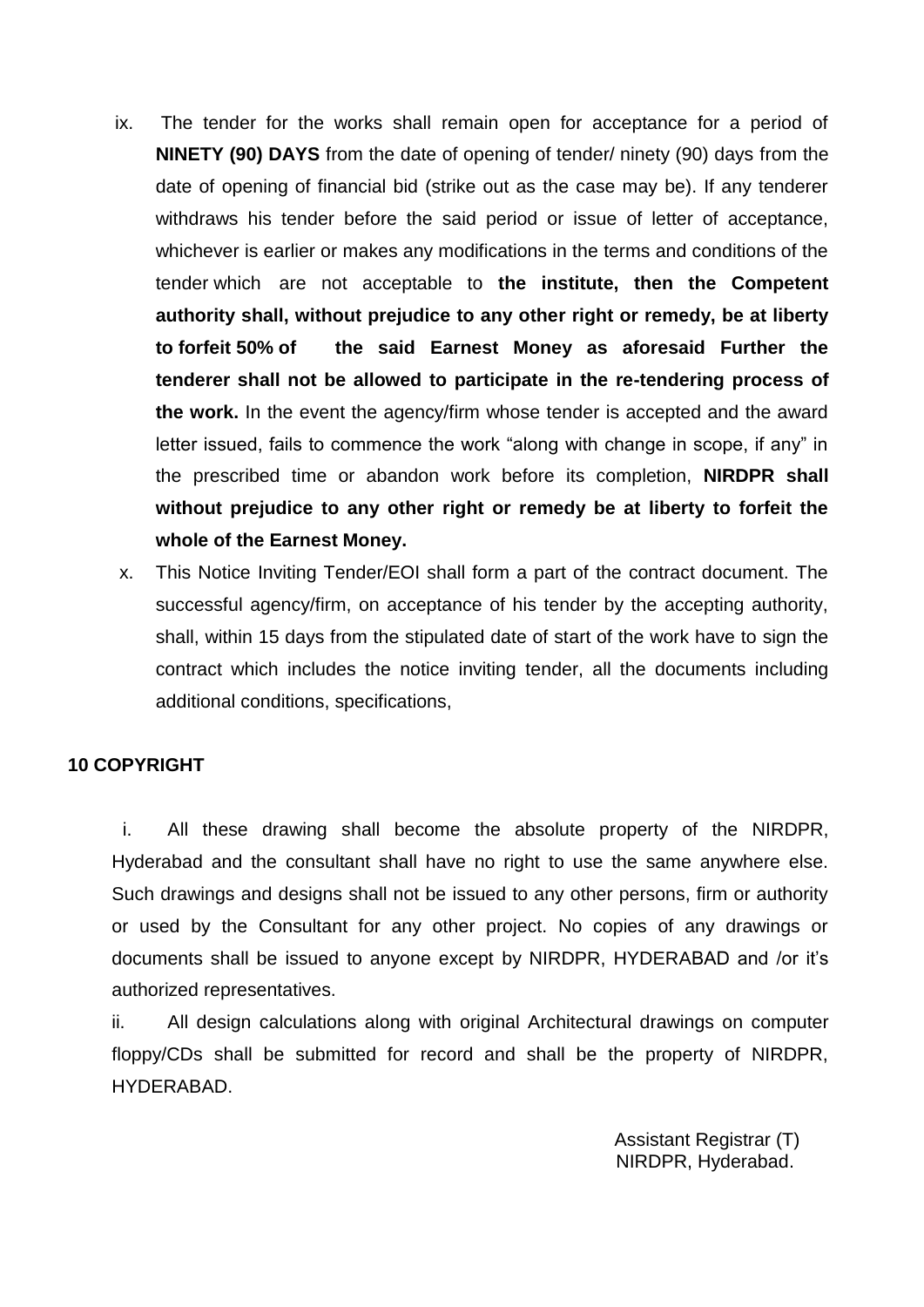ix. The tender for the works shall remain open for acceptance for a period of **NINETY (90) DAYS** from the date of opening of tender/ ninety (90) days from the date of opening of financial bid (strike out as the case may be). If any tenderer withdraws his tender before the said period or issue of letter of acceptance, whichever is earlier or makes any modifications in the terms and conditions of the tender which are not acceptable to **the institute, then the Competent authority shall, without prejudice to any other right or remedy, be at liberty to forfeit 50% of the said Earnest Money as aforesaid Further the tenderer shall not be allowed to participate in the re-tendering process of the work.** In the event the agency/firm whose tender is accepted and the award letter issued, fails to commence the work "along with change in scope, if any" in the prescribed time or abandon work before its completion, **NIRDPR shall without prejudice to any other right or remedy be at liberty to forfeit the whole of the Earnest Money.**

x. This Notice Inviting Tender/EOI shall form a part of the contract document. The successful agency/firm, on acceptance of his tender by the accepting authority, shall, within 15 days from the stipulated date of start of the work have to sign the contract which includes the notice inviting tender, all the documents including additional conditions, specifications,

**10 COPYRIGHT**

i. All these drawing shall become the absolute property of the NIRDPR, Hyderabad and the consultant shall have no right to use the same anywhere else. Such drawings and designs shall not be issued to any other persons, firm or authority or used by the Consultant for any other project. No copies of any drawings or documents shall be issued to anyone except by NIRDPR, HYDERABAD and /or it's authorized representatives.

ii. All design calculations along with original Architectural drawings on computer floppy/CDs shall be submitted for record and shall be the property of NIRDPR, HYDERABAD.

Assistant Registrar (T)
NIRDPR, Hyderabad.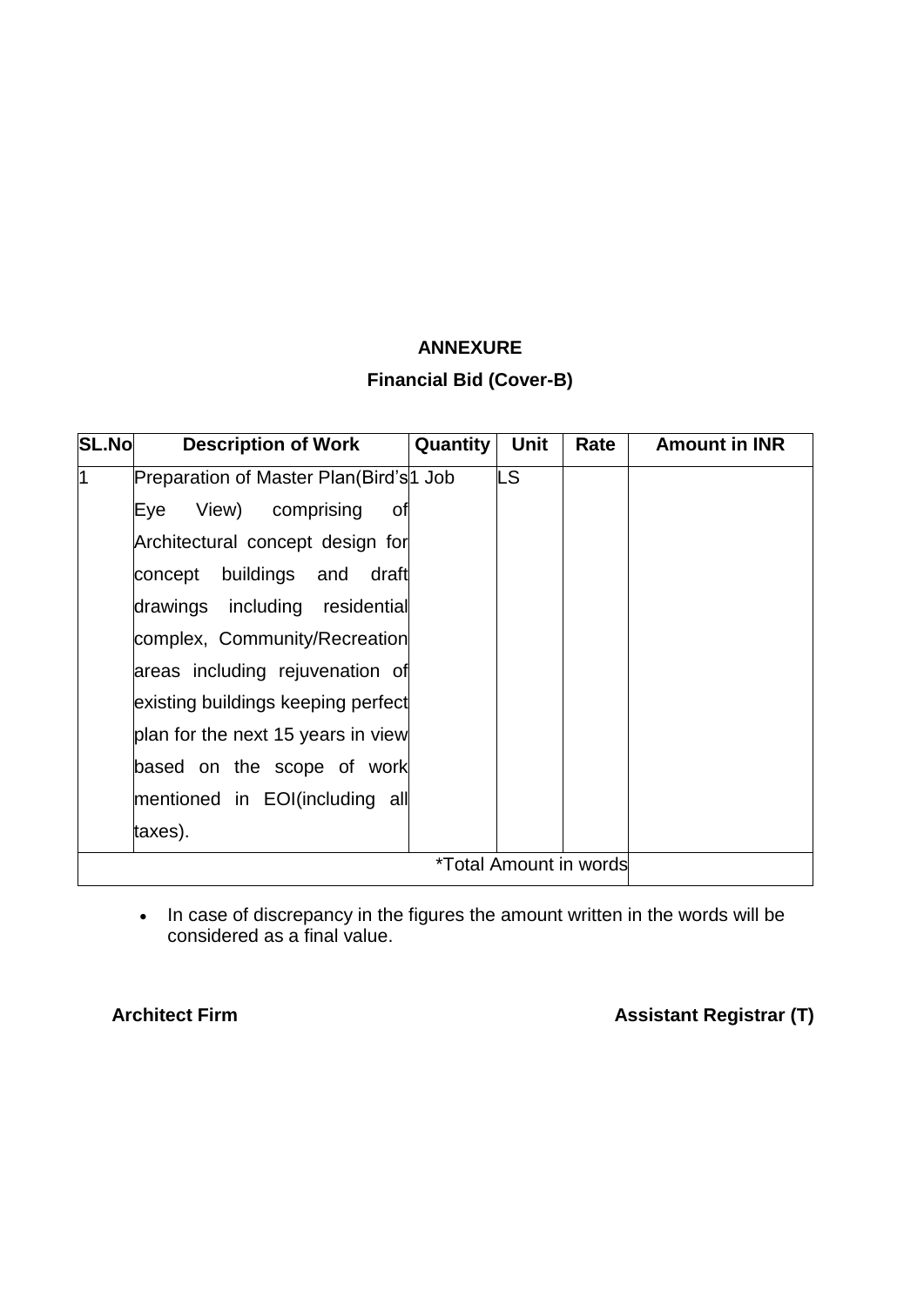**ANNEXURE**

**Financial Bid (Cover-B)**

| SL.No | Description of Work | Quantity | Unit | Rate | Amount in INR |
|---|---|---|---|---|---|
| 1 | Preparation of Master Plan(Bird's Eye View) comprising of Architectural concept design for concept buildings and draft drawings including residential complex, Community/Recreation areas including rejuvenation of existing buildings keeping perfect plan for the next 15 years in view based on the scope of work mentioned in EOI(including all taxes). | 1 Job | LS | | |
| | | | | *Total Amount in words | |

- In case of discrepancy in the figures the amount written in the words will be considered as a final value.

**Architect Firm** **Assistant Registrar (T)**